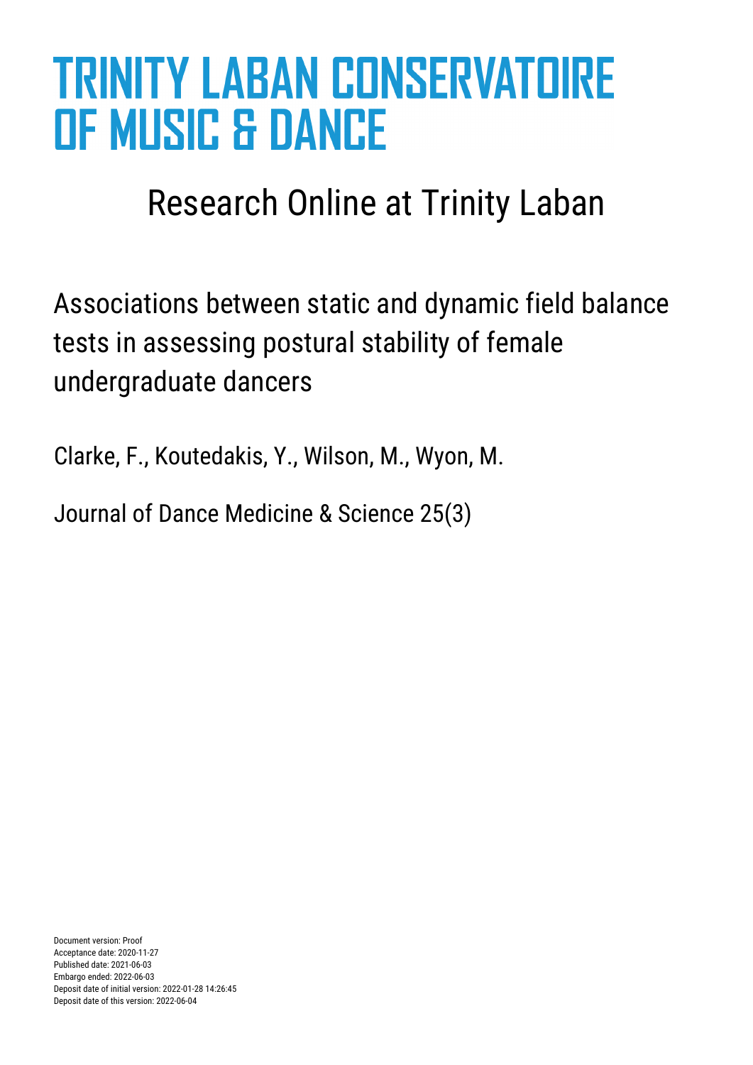# TRINITY LABAN CONSERVATOIRE OF MUSIC & DANCE

## Research Online at Trinity Laban

Associations between static and dynamic field balance tests in assessing postural stability of female undergraduate dancers

Clarke, F., Koutedakis, Y., Wilson, M., Wyon, M.

Journal of Dance Medicine & Science 25(3)

Document version: Proof
Acceptance date: 2020-11-27
Published date: 2021-06-03
Embargo ended: 2022-06-03
Deposit date of initial version: 2022-01-28 14:26:45
Deposit date of this version: 2022-06-04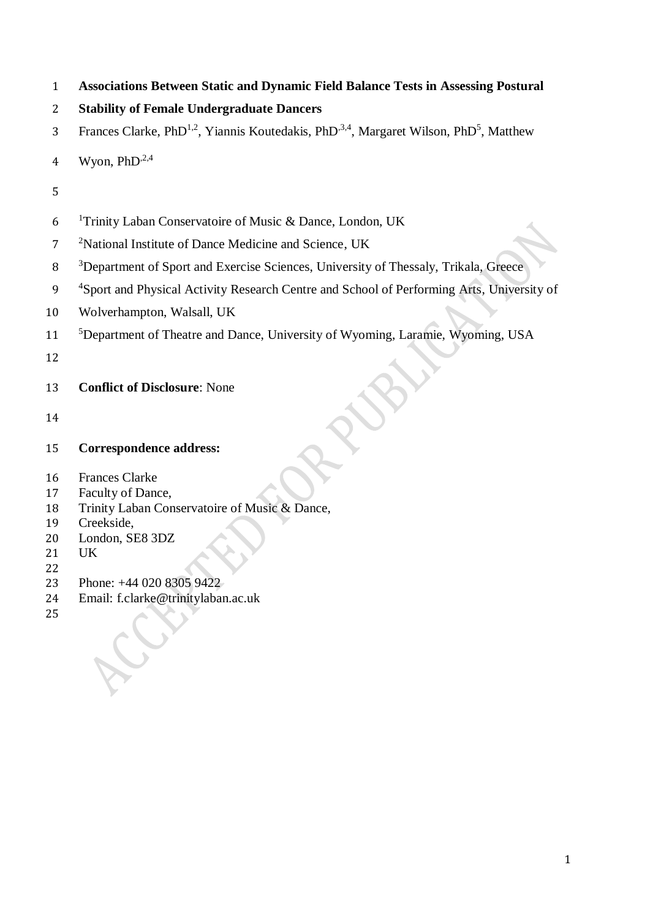**Associations Between Static and Dynamic Field Balance Tests in Assessing Postural Stability of Female Undergraduate Dancers**

Frances Clarke, PhD[1,2], Yiannis Koutedakis, PhD[3,4], Margaret Wilson, PhD[5], Matthew Wyon, PhD[2,4]

[1]Trinity Laban Conservatoire of Music & Dance, London, UK

[2]National Institute of Dance Medicine and Science, UK

[3]Department of Sport and Exercise Sciences, University of Thessaly, Trikala, Greece

[4]Sport and Physical Activity Research Centre and School of Performing Arts, University of Wolverhampton, Walsall, UK

[5]Department of Theatre and Dance, University of Wyoming, Laramie, Wyoming, USA

**Conflict of Disclosure**: None

**Correspondence address:**

Frances Clarke
Faculty of Dance,
Trinity Laban Conservatoire of Music & Dance,
Creekside,
London, SE8 3DZ
UK

Phone: +44 020 8305 9422
Email: f.clarke@trinitylaban.ac.uk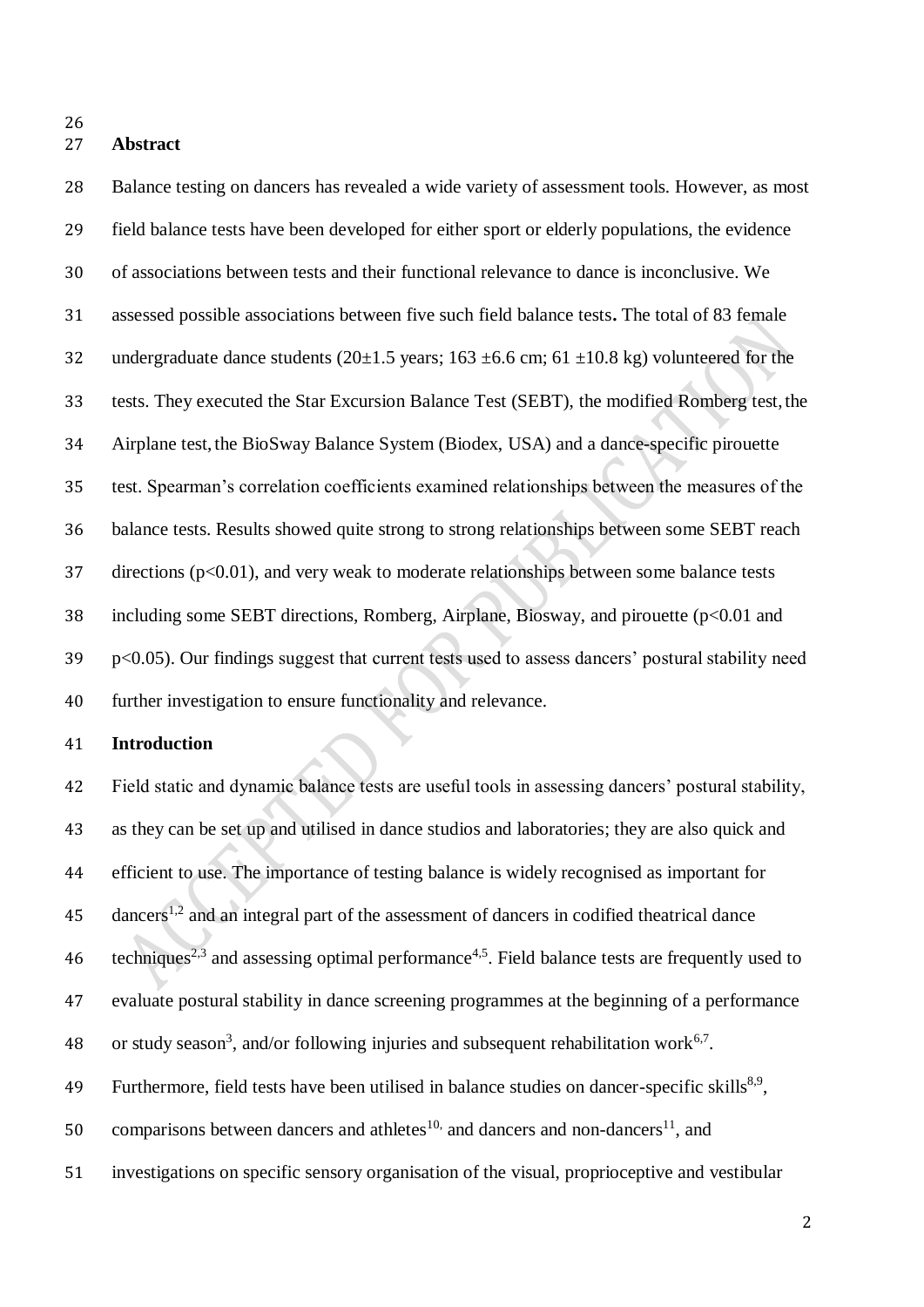## Abstract

Balance testing on dancers has revealed a wide variety of assessment tools. However, as most field balance tests have been developed for either sport or elderly populations, the evidence of associations between tests and their functional relevance to dance is inconclusive. We assessed possible associations between five such field balance tests**.** The total of 83 female undergraduate dance students (20±1.5 years; 163 ±6.6 cm; 61 ±10.8 kg) volunteered for the tests. They executed the Star Excursion Balance Test (SEBT), the modified Romberg test, the Airplane test, the BioSway Balance System (Biodex, USA) and a dance-specific pirouette test. Spearman's correlation coefficients examined relationships between the measures of the balance tests. Results showed quite strong to strong relationships between some SEBT reach directions ($p<0.01$), and very weak to moderate relationships between some balance tests including some SEBT directions, Romberg, Airplane, Biosway, and pirouette ($p<0.01$ and $p<0.05$). Our findings suggest that current tests used to assess dancers' postural stability need further investigation to ensure functionality and relevance.

## Introduction

Field static and dynamic balance tests are useful tools in assessing dancers' postural stability, as they can be set up and utilised in dance studios and laboratories; they are also quick and efficient to use. The importance of testing balance is widely recognised as important for dancers[1,2] and an integral part of the assessment of dancers in codified theatrical dance techniques[2,3] and assessing optimal performance[4,5]. Field balance tests are frequently used to evaluate postural stability in dance screening programmes at the beginning of a performance or study season[3], and/or following injuries and subsequent rehabilitation work[6,7]. Furthermore, field tests have been utilised in balance studies on dancer-specific skills[8,9], comparisons between dancers and athletes[10,] and dancers and non-dancers[11], and investigations on specific sensory organisation of the visual, proprioceptive and vestibular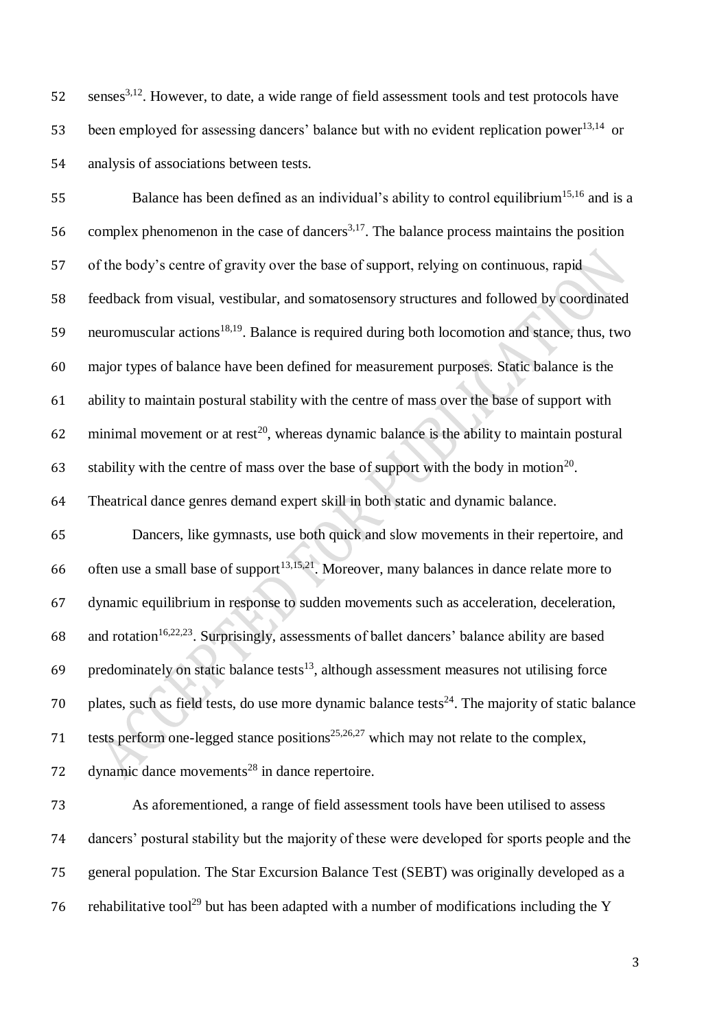senses[3,12]. However, to date, a wide range of field assessment tools and test protocols have been employed for assessing dancers' balance but with no evident replication power[13,14] or analysis of associations between tests.

Balance has been defined as an individual's ability to control equilibrium[15,16] and is a complex phenomenon in the case of dancers[3,17]. The balance process maintains the position of the body's centre of gravity over the base of support, relying on continuous, rapid feedback from visual, vestibular, and somatosensory structures and followed by coordinated neuromuscular actions[18,19]. Balance is required during both locomotion and stance, thus, two major types of balance have been defined for measurement purposes. Static balance is the ability to maintain postural stability with the centre of mass over the base of support with minimal movement or at rest[20], whereas dynamic balance is the ability to maintain postural stability with the centre of mass over the base of support with the body in motion[20]. Theatrical dance genres demand expert skill in both static and dynamic balance.

Dancers, like gymnasts, use both quick and slow movements in their repertoire, and often use a small base of support[13,15,21]. Moreover, many balances in dance relate more to dynamic equilibrium in response to sudden movements such as acceleration, deceleration, and rotation[16,22,23]. Surprisingly, assessments of ballet dancers' balance ability are based predominately on static balance tests[13], although assessment measures not utilising force plates, such as field tests, do use more dynamic balance tests[24]. The majority of static balance tests perform one-legged stance positions[25,26,27] which may not relate to the complex, dynamic dance movements[28] in dance repertoire.

As aforementioned, a range of field assessment tools have been utilised to assess dancers' postural stability but the majority of these were developed for sports people and the general population. The Star Excursion Balance Test (SEBT) was originally developed as a rehabilitative tool[29] but has been adapted with a number of modifications including the Y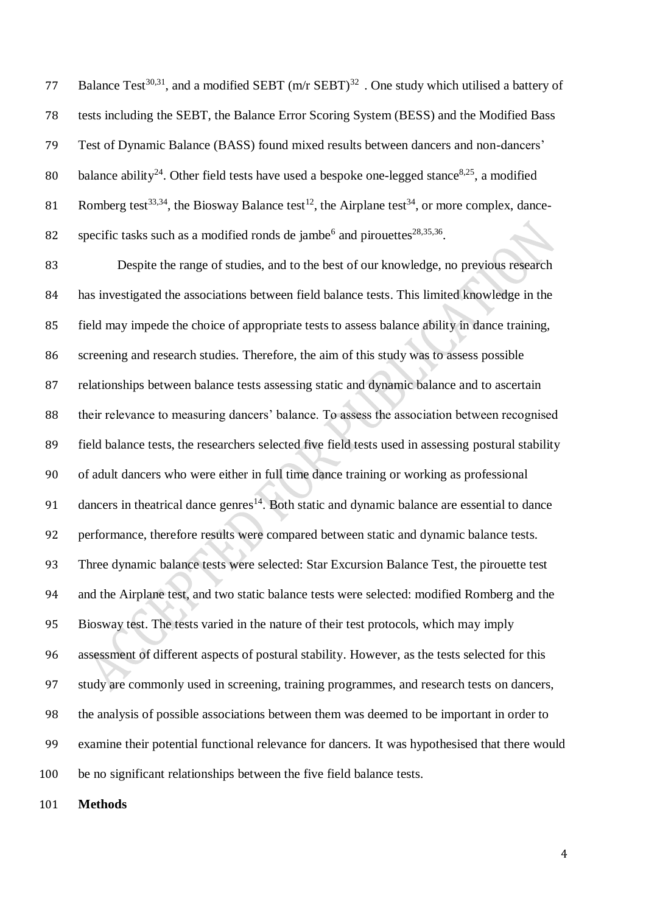Balance Test[30,31], and a modified SEBT (m/r SEBT)[32] . One study which utilised a battery of tests including the SEBT, the Balance Error Scoring System (BESS) and the Modified Bass Test of Dynamic Balance (BASS) found mixed results between dancers and non-dancers' balance ability[24]. Other field tests have used a bespoke one-legged stance[8,25], a modified Romberg test[33,34], the Biosway Balance test[12], the Airplane test[34], or more complex, dance-specific tasks such as a modified ronds de jambe[6] and pirouettes[28,35,36].

Despite the range of studies, and to the best of our knowledge, no previous research has investigated the associations between field balance tests. This limited knowledge in the field may impede the choice of appropriate tests to assess balance ability in dance training, screening and research studies. Therefore, the aim of this study was to assess possible relationships between balance tests assessing static and dynamic balance and to ascertain their relevance to measuring dancers' balance. To assess the association between recognised field balance tests, the researchers selected five field tests used in assessing postural stability of adult dancers who were either in full time dance training or working as professional dancers in theatrical dance genres[14]. Both static and dynamic balance are essential to dance performance, therefore results were compared between static and dynamic balance tests. Three dynamic balance tests were selected: Star Excursion Balance Test, the pirouette test and the Airplane test, and two static balance tests were selected: modified Romberg and the Biosway test. The tests varied in the nature of their test protocols, which may imply assessment of different aspects of postural stability. However, as the tests selected for this study are commonly used in screening, training programmes, and research tests on dancers, the analysis of possible associations between them was deemed to be important in order to examine their potential functional relevance for dancers. It was hypothesised that there would be no significant relationships between the five field balance tests.

**Methods**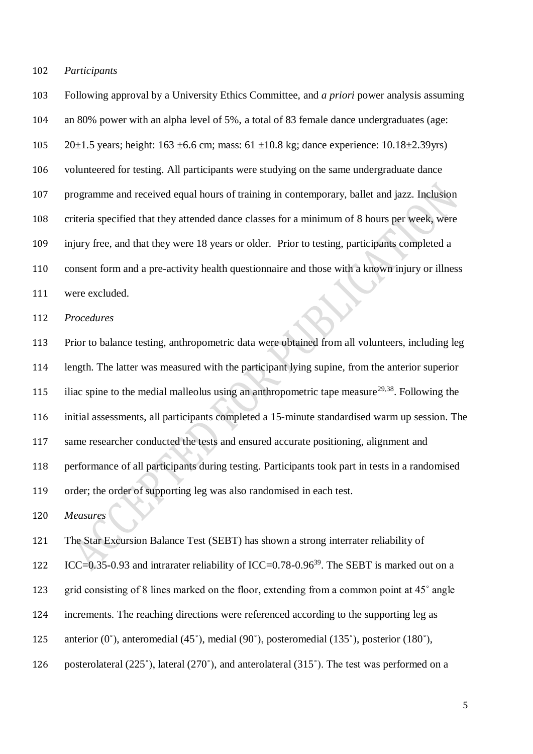*Participants*

Following approval by a University Ethics Committee, and *a priori* power analysis assuming an 80% power with an alpha level of 5%, a total of 83 female dance undergraduates (age: 20±1.5 years; height: 163 ±6.6 cm; mass: 61 ±10.8 kg; dance experience: 10.18±2.39yrs) volunteered for testing. All participants were studying on the same undergraduate dance programme and received equal hours of training in contemporary, ballet and jazz. Inclusion criteria specified that they attended dance classes for a minimum of 8 hours per week, were injury free, and that they were 18 years or older. Prior to testing, participants completed a consent form and a pre-activity health questionnaire and those with a known injury or illness were excluded.

*Procedures*

Prior to balance testing, anthropometric data were obtained from all volunteers, including leg length. The latter was measured with the participant lying supine, from the anterior superior iliac spine to the medial malleolus using an anthropometric tape measure[29,38]. Following the initial assessments, all participants completed a 15-minute standardised warm up session. The same researcher conducted the tests and ensured accurate positioning, alignment and performance of all participants during testing. Participants took part in tests in a randomised order; the order of supporting leg was also randomised in each test.

*Measures*

The Star Excursion Balance Test (SEBT) has shown a strong interrater reliability of ICC=0.35-0.93 and intrarater reliability of ICC=0.78-0.96[39]. The SEBT is marked out on a grid consisting of 8 lines marked on the floor, extending from a common point at 45˚ angle increments. The reaching directions were referenced according to the supporting leg as anterior (0˚), anteromedial (45˚), medial (90˚), posteromedial (135˚), posterior (180˚), posterolateral (225˚), lateral (270˚), and anterolateral (315˚). The test was performed on a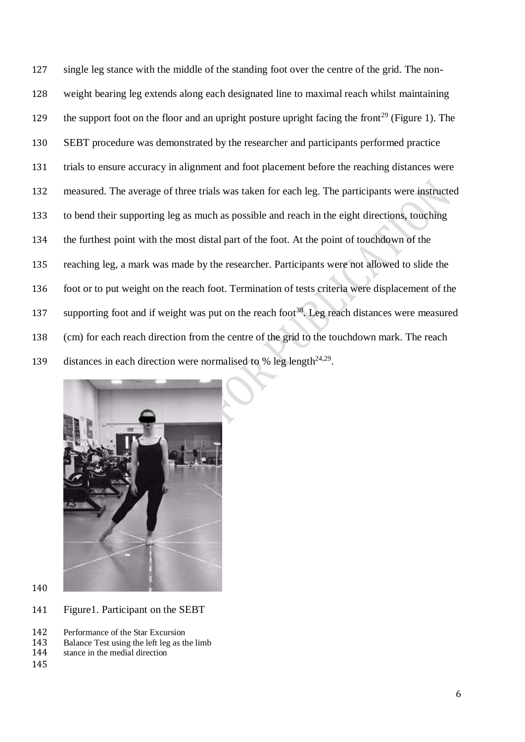single leg stance with the middle of the standing foot over the centre of the grid. The non-weight bearing leg extends along each designated line to maximal reach whilst maintaining the support foot on the floor and an upright posture upright facing the front[29] (Figure 1). The SEBT procedure was demonstrated by the researcher and participants performed practice trials to ensure accuracy in alignment and foot placement before the reaching distances were measured. The average of three trials was taken for each leg. The participants were instructed to bend their supporting leg as much as possible and reach in the eight directions, touching the furthest point with the most distal part of the foot. At the point of touchdown of the reaching leg, a mark was made by the researcher. Participants were not allowed to slide the foot or to put weight on the reach foot. Termination of tests criteria were displacement of the supporting foot and if weight was put on the reach foot[38]. Leg reach distances were measured (cm) for each reach direction from the centre of the grid to the touchdown mark. The reach distances in each direction were normalised to % leg length[24,29].

Figure1. Participant on the SEBT

Performance of the Star Excursion Balance Test using the left leg as the limb stance in the medial direction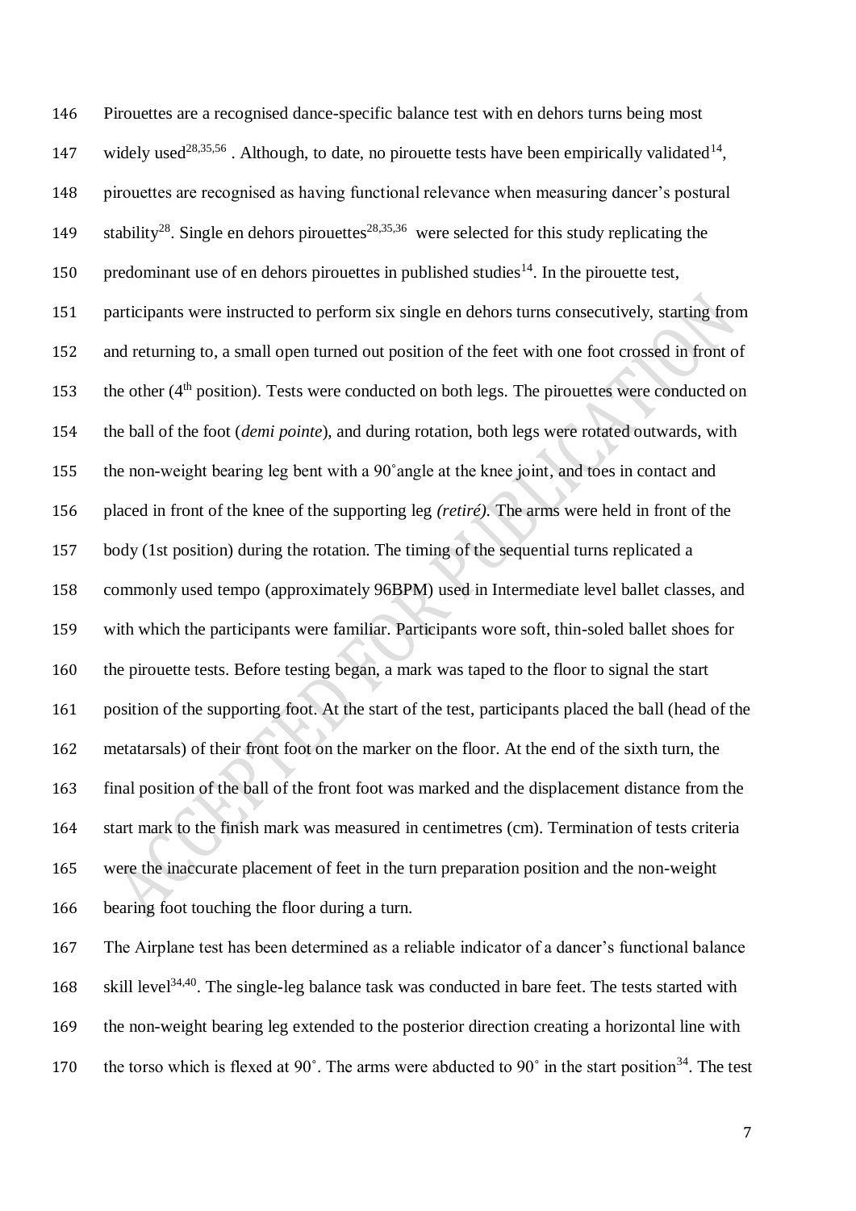Pirouettes are a recognised dance-specific balance test with en dehors turns being most widely used[28,35,56] . Although, to date, no pirouette tests have been empirically validated[14], pirouettes are recognised as having functional relevance when measuring dancer's postural stability[28]. Single en dehors pirouettes[28,35,36] were selected for this study replicating the predominant use of en dehors pirouettes in published studies[14]. In the pirouette test, participants were instructed to perform six single en dehors turns consecutively, starting from and returning to, a small open turned out position of the feet with one foot crossed in front of the other (4th position). Tests were conducted on both legs. The pirouettes were conducted on the ball of the foot (*demi pointe*), and during rotation, both legs were rotated outwards, with the non-weight bearing leg bent with a 90˚angle at the knee joint, and toes in contact and placed in front of the knee of the supporting leg *(retiré).* The arms were held in front of the body (1st position) during the rotation. The timing of the sequential turns replicated a commonly used tempo (approximately 96BPM) used in Intermediate level ballet classes, and with which the participants were familiar. Participants wore soft, thin-soled ballet shoes for the pirouette tests. Before testing began, a mark was taped to the floor to signal the start position of the supporting foot. At the start of the test, participants placed the ball (head of the metatarsals) of their front foot on the marker on the floor. At the end of the sixth turn, the final position of the ball of the front foot was marked and the displacement distance from the start mark to the finish mark was measured in centimetres (cm). Termination of tests criteria were the inaccurate placement of feet in the turn preparation position and the non-weight bearing foot touching the floor during a turn.

The Airplane test has been determined as a reliable indicator of a dancer's functional balance skill level[34,40]. The single-leg balance task was conducted in bare feet. The tests started with the non-weight bearing leg extended to the posterior direction creating a horizontal line with the torso which is flexed at 90˚. The arms were abducted to 90˚ in the start position[34]. The test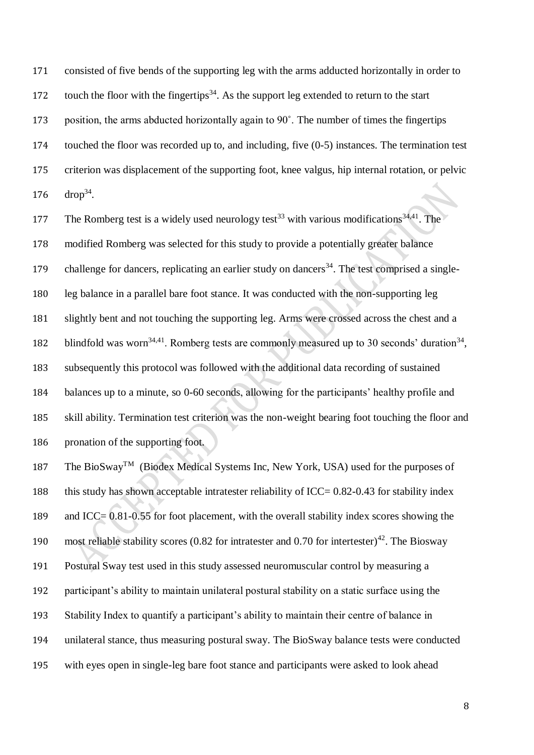consisted of five bends of the supporting leg with the arms adducted horizontally in order to touch the floor with the fingertips[34]. As the support leg extended to return to the start position, the arms abducted horizontally again to 90˚. The number of times the fingertips touched the floor was recorded up to, and including, five (0-5) instances. The termination test criterion was displacement of the supporting foot, knee valgus, hip internal rotation, or pelvic drop[34].

The Romberg test is a widely used neurology test[33] with various modifications[34,41]. The modified Romberg was selected for this study to provide a potentially greater balance challenge for dancers, replicating an earlier study on dancers[34]. The test comprised a single-leg balance in a parallel bare foot stance. It was conducted with the non-supporting leg slightly bent and not touching the supporting leg. Arms were crossed across the chest and a blindfold was worn[34,41]. Romberg tests are commonly measured up to 30 seconds' duration[34], subsequently this protocol was followed with the additional data recording of sustained balances up to a minute, so 0-60 seconds, allowing for the participants' healthy profile and skill ability. Termination test criterion was the non-weight bearing foot touching the floor and pronation of the supporting foot.

The BioSway™ (Biodex Medical Systems Inc, New York, USA) used for the purposes of this study has shown acceptable intratester reliability of ICC= 0.82-0.43 for stability index and ICC= 0.81-0.55 for foot placement, with the overall stability index scores showing the most reliable stability scores (0.82 for intratester and 0.70 for intertester)[42]. The Biosway Postural Sway test used in this study assessed neuromuscular control by measuring a participant's ability to maintain unilateral postural stability on a static surface using the Stability Index to quantify a participant's ability to maintain their centre of balance in unilateral stance, thus measuring postural sway. The BioSway balance tests were conducted with eyes open in single-leg bare foot stance and participants were asked to look ahead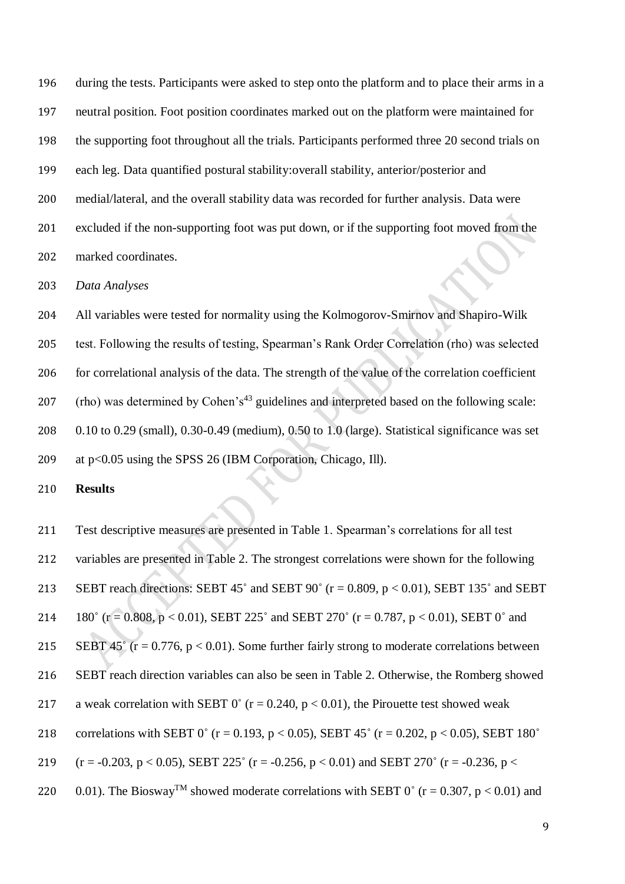during the tests. Participants were asked to step onto the platform and to place their arms in a neutral position. Foot position coordinates marked out on the platform were maintained for the supporting foot throughout all the trials. Participants performed three 20 second trials on each leg. Data quantified postural stability:overall stability, anterior/posterior and medial/lateral, and the overall stability data was recorded for further analysis. Data were excluded if the non-supporting foot was put down, or if the supporting foot moved from the marked coordinates.

*Data Analyses*

All variables were tested for normality using the Kolmogorov-Smirnov and Shapiro-Wilk test. Following the results of testing, Spearman's Rank Order Correlation (rho) was selected for correlational analysis of the data. The strength of the value of the correlation coefficient (rho) was determined by Cohen's[43] guidelines and interpreted based on the following scale: 0.10 to 0.29 (small), 0.30-0.49 (medium), 0.50 to 1.0 (large). Statistical significance was set at $p<0.05$ using the SPSS 26 (IBM Corporation, Chicago, Ill).

**Results**

Test descriptive measures are presented in Table 1. Spearman's correlations for all test variables are presented in Table 2. The strongest correlations were shown for the following SEBT reach directions: SEBT 45˚ and SEBT 90˚ ($r = 0.809$, $p < 0.01$), SEBT 135˚ and SEBT 180˚ ($r = 0.808$, $p < 0.01$), SEBT 225˚ and SEBT 270˚ ($r = 0.787$, $p < 0.01$), SEBT 0˚ and SEBT 45˚ ($r = 0.776$, $p < 0.01$). Some further fairly strong to moderate correlations between SEBT reach direction variables can also be seen in Table 2. Otherwise, the Romberg showed a weak correlation with SEBT 0˚ ($r = 0.240$, $p < 0.01$), the Pirouette test showed weak correlations with SEBT 0˚ ($r = 0.193$, $p < 0.05$), SEBT 45˚ ($r = 0.202$, $p < 0.05$), SEBT 180˚ ($r = -0.203$, $p < 0.05$), SEBT 225˚ ($r = -0.256$, $p < 0.01$) and SEBT 270˚ ($r = -0.236$, $p < 0.01$). The Biosway™ showed moderate correlations with SEBT 0˚ ($r = 0.307$, $p < 0.01$) and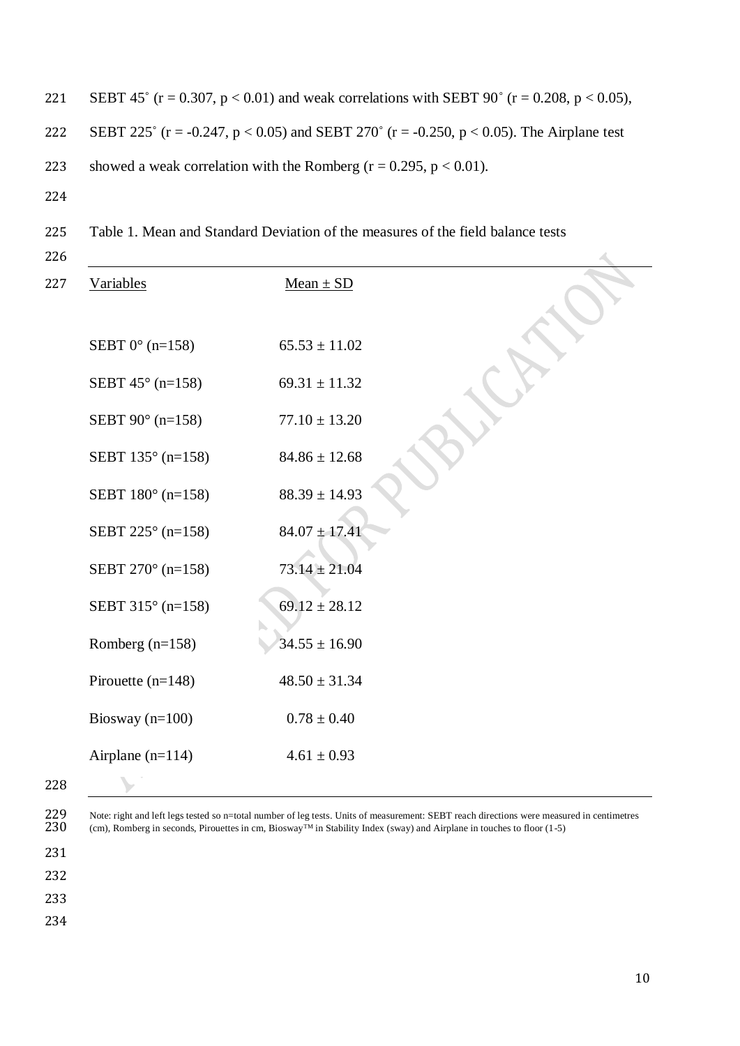SEBT 45° ($r = 0.307$, $p < 0.01$) and weak correlations with SEBT 90° ($r = 0.208$, $p < 0.05$), SEBT 225° ($r = -0.247$, $p < 0.05$) and SEBT 270° ($r = -0.250$, $p < 0.05$). The Airplane test showed a weak correlation with the Romberg ($r = 0.295$, $p < 0.01$).

Table 1. Mean and Standard Deviation of the measures of the field balance tests

| Variables | Mean ± SD |
|---|---|
| SEBT 0° (n=158) | 65.53 ± 11.02 |
| SEBT 45° (n=158) | 69.31 ± 11.32 |
| SEBT 90° (n=158) | 77.10 ± 13.20 |
| SEBT 135° (n=158) | 84.86 ± 12.68 |
| SEBT 180° (n=158) | 88.39 ± 14.93 |
| SEBT 225° (n=158) | 84.07 ± 17.41 |
| SEBT 270° (n=158) | 73.14 ± 21.04 |
| SEBT 315° (n=158) | 69.12 ± 28.12 |
| Romberg (n=158) | 34.55 ± 16.90 |
| Pirouette (n=148) | 48.50 ± 31.34 |
| Biosway (n=100) | 0.78 ± 0.40 |
| Airplane (n=114) | 4.61 ± 0.93 |

Note: right and left legs tested so n=total number of leg tests. Units of measurement: SEBT reach directions were measured in centimetres (cm), Romberg in seconds, Pirouettes in cm, Biosway™ in Stability Index (sway) and Airplane in touches to floor (1-5)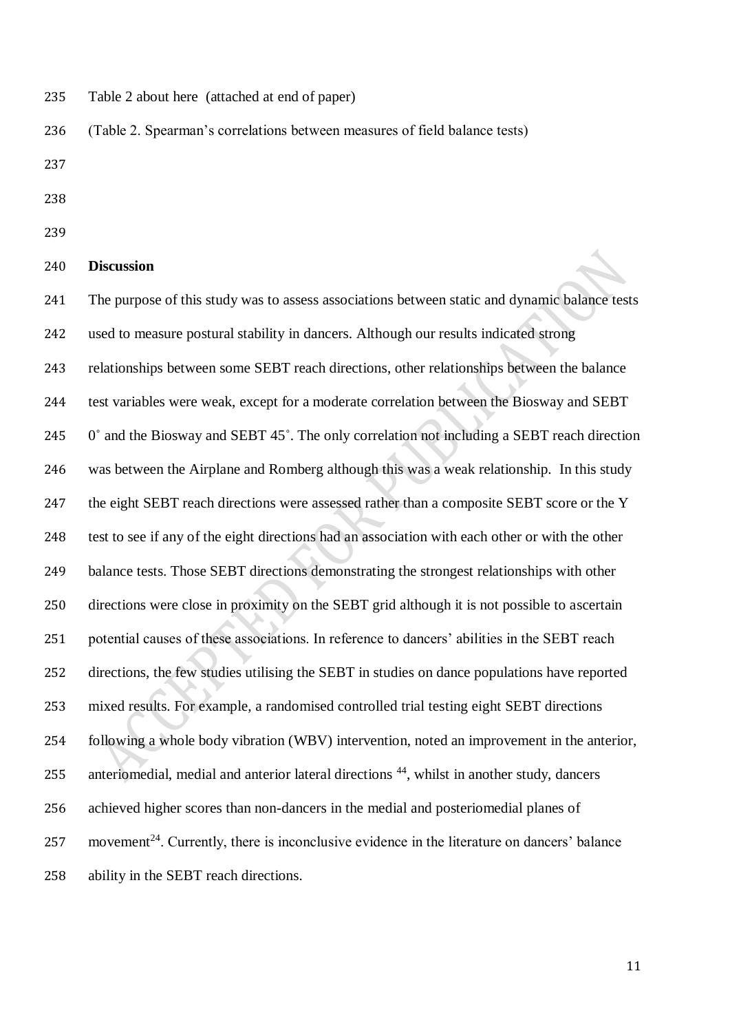Table 2 about here (attached at end of paper)

(Table 2. Spearman's correlations between measures of field balance tests)

**Discussion**

The purpose of this study was to assess associations between static and dynamic balance tests used to measure postural stability in dancers. Although our results indicated strong relationships between some SEBT reach directions, other relationships between the balance test variables were weak, except for a moderate correlation between the Biosway and SEBT 0˚ and the Biosway and SEBT 45˚. The only correlation not including a SEBT reach direction was between the Airplane and Romberg although this was a weak relationship. In this study the eight SEBT reach directions were assessed rather than a composite SEBT score or the Y test to see if any of the eight directions had an association with each other or with the other balance tests. Those SEBT directions demonstrating the strongest relationships with other directions were close in proximity on the SEBT grid although it is not possible to ascertain potential causes of these associations. In reference to dancers' abilities in the SEBT reach directions, the few studies utilising the SEBT in studies on dance populations have reported mixed results. For example, a randomised controlled trial testing eight SEBT directions following a whole body vibration (WBV) intervention, noted an improvement in the anterior, anteriomedial, medial and anterior lateral directions [44], whilst in another study, dancers achieved higher scores than non-dancers in the medial and posteriomedial planes of movement[24]. Currently, there is inconclusive evidence in the literature on dancers' balance ability in the SEBT reach directions.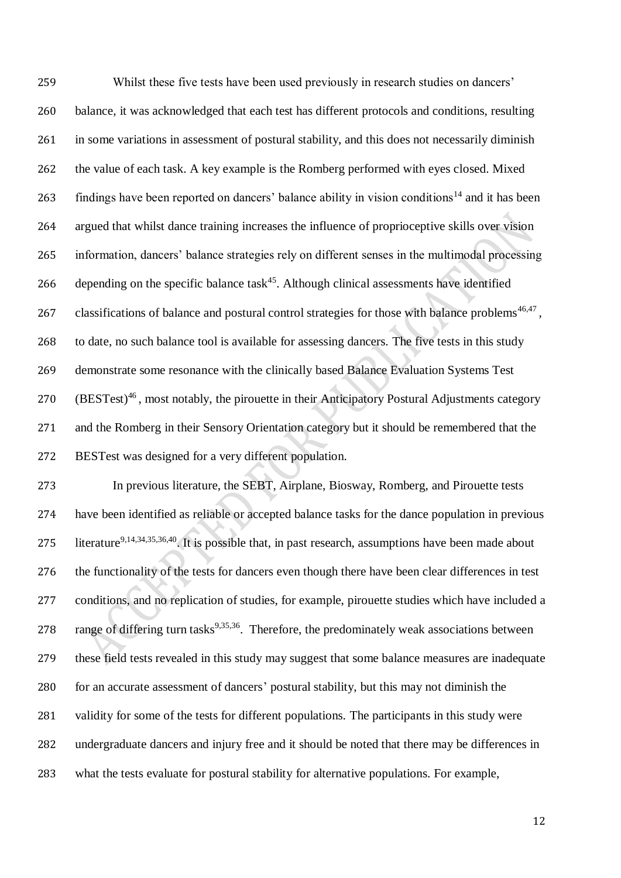Whilst these five tests have been used previously in research studies on dancers' balance, it was acknowledged that each test has different protocols and conditions, resulting in some variations in assessment of postural stability, and this does not necessarily diminish the value of each task. A key example is the Romberg performed with eyes closed. Mixed findings have been reported on dancers' balance ability in vision conditions[14] and it has been argued that whilst dance training increases the influence of proprioceptive skills over vision information, dancers' balance strategies rely on different senses in the multimodal processing depending on the specific balance task[45]. Although clinical assessments have identified classifications of balance and postural control strategies for those with balance problems[46,47], to date, no such balance tool is available for assessing dancers. The five tests in this study demonstrate some resonance with the clinically based Balance Evaluation Systems Test (BESTest)[46], most notably, the pirouette in their Anticipatory Postural Adjustments category and the Romberg in their Sensory Orientation category but it should be remembered that the BESTest was designed for a very different population.

In previous literature, the SEBT, Airplane, Biosway, Romberg, and Pirouette tests have been identified as reliable or accepted balance tasks for the dance population in previous literature[9,14,34,35,36,40]. It is possible that, in past research, assumptions have been made about the functionality of the tests for dancers even though there have been clear differences in test conditions, and no replication of studies, for example, pirouette studies which have included a range of differing turn tasks[9,35,36]. Therefore, the predominately weak associations between these field tests revealed in this study may suggest that some balance measures are inadequate for an accurate assessment of dancers' postural stability, but this may not diminish the validity for some of the tests for different populations. The participants in this study were undergraduate dancers and injury free and it should be noted that there may be differences in what the tests evaluate for postural stability for alternative populations. For example,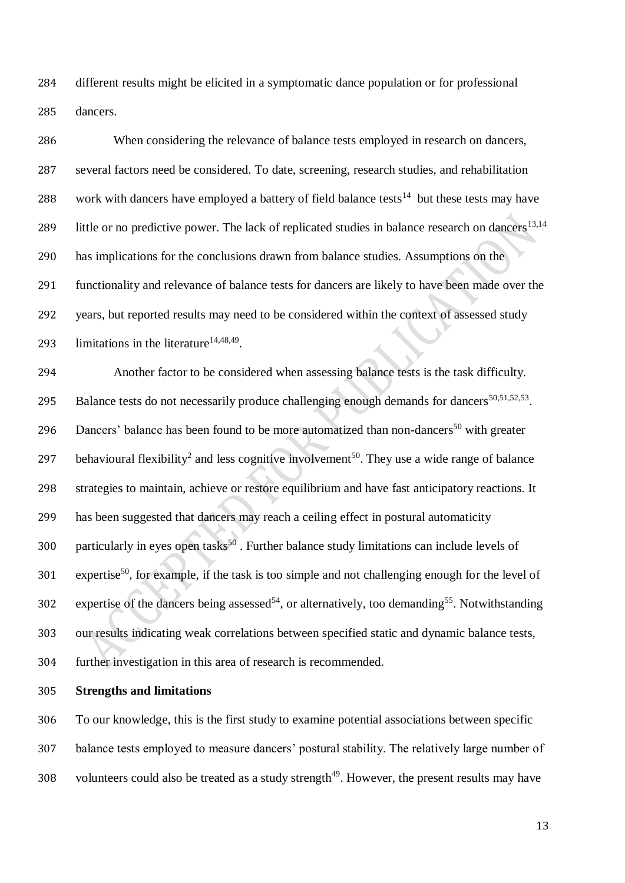different results might be elicited in a symptomatic dance population or for professional dancers.

When considering the relevance of balance tests employed in research on dancers, several factors need be considered. To date, screening, research studies, and rehabilitation work with dancers have employed a battery of field balance tests[14] but these tests may have little or no predictive power. The lack of replicated studies in balance research on dancers[13,14] has implications for the conclusions drawn from balance studies. Assumptions on the functionality and relevance of balance tests for dancers are likely to have been made over the years, but reported results may need to be considered within the context of assessed study limitations in the literature[14,48,49].

Another factor to be considered when assessing balance tests is the task difficulty. Balance tests do not necessarily produce challenging enough demands for dancers[50,51,52,53]. Dancers' balance has been found to be more automatized than non-dancers[50] with greater behavioural flexibility[2] and less cognitive involvement[50]. They use a wide range of balance strategies to maintain, achieve or restore equilibrium and have fast anticipatory reactions. It has been suggested that dancers may reach a ceiling effect in postural automaticity particularly in eyes open tasks[50] . Further balance study limitations can include levels of expertise[50], for example, if the task is too simple and not challenging enough for the level of expertise of the dancers being assessed[54], or alternatively, too demanding[55]. Notwithstanding our results indicating weak correlations between specified static and dynamic balance tests, further investigation in this area of research is recommended.

**Strengths and limitations**

To our knowledge, this is the first study to examine potential associations between specific balance tests employed to measure dancers' postural stability. The relatively large number of volunteers could also be treated as a study strength[49]. However, the present results may have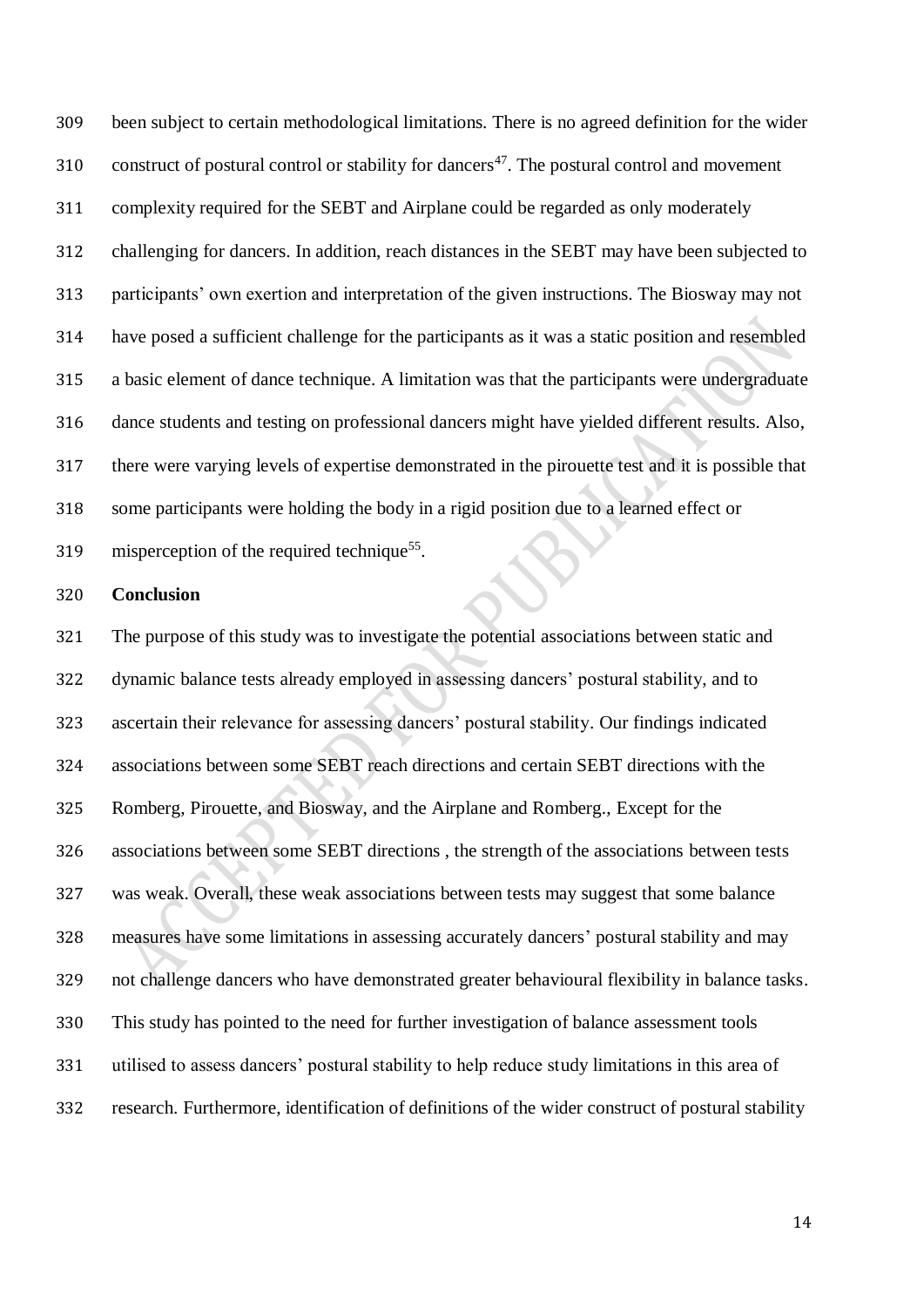been subject to certain methodological limitations. There is no agreed definition for the wider construct of postural control or stability for dancers[47]. The postural control and movement complexity required for the SEBT and Airplane could be regarded as only moderately challenging for dancers. In addition, reach distances in the SEBT may have been subjected to participants' own exertion and interpretation of the given instructions. The Biosway may not have posed a sufficient challenge for the participants as it was a static position and resembled a basic element of dance technique. A limitation was that the participants were undergraduate dance students and testing on professional dancers might have yielded different results. Also, there were varying levels of expertise demonstrated in the pirouette test and it is possible that some participants were holding the body in a rigid position due to a learned effect or misperception of the required technique[55].

**Conclusion**

The purpose of this study was to investigate the potential associations between static and dynamic balance tests already employed in assessing dancers' postural stability, and to ascertain their relevance for assessing dancers' postural stability. Our findings indicated associations between some SEBT reach directions and certain SEBT directions with the Romberg, Pirouette, and Biosway, and the Airplane and Romberg., Except for the associations between some SEBT directions , the strength of the associations between tests was weak. Overall, these weak associations between tests may suggest that some balance measures have some limitations in assessing accurately dancers' postural stability and may not challenge dancers who have demonstrated greater behavioural flexibility in balance tasks. This study has pointed to the need for further investigation of balance assessment tools utilised to assess dancers' postural stability to help reduce study limitations in this area of research. Furthermore, identification of definitions of the wider construct of postural stability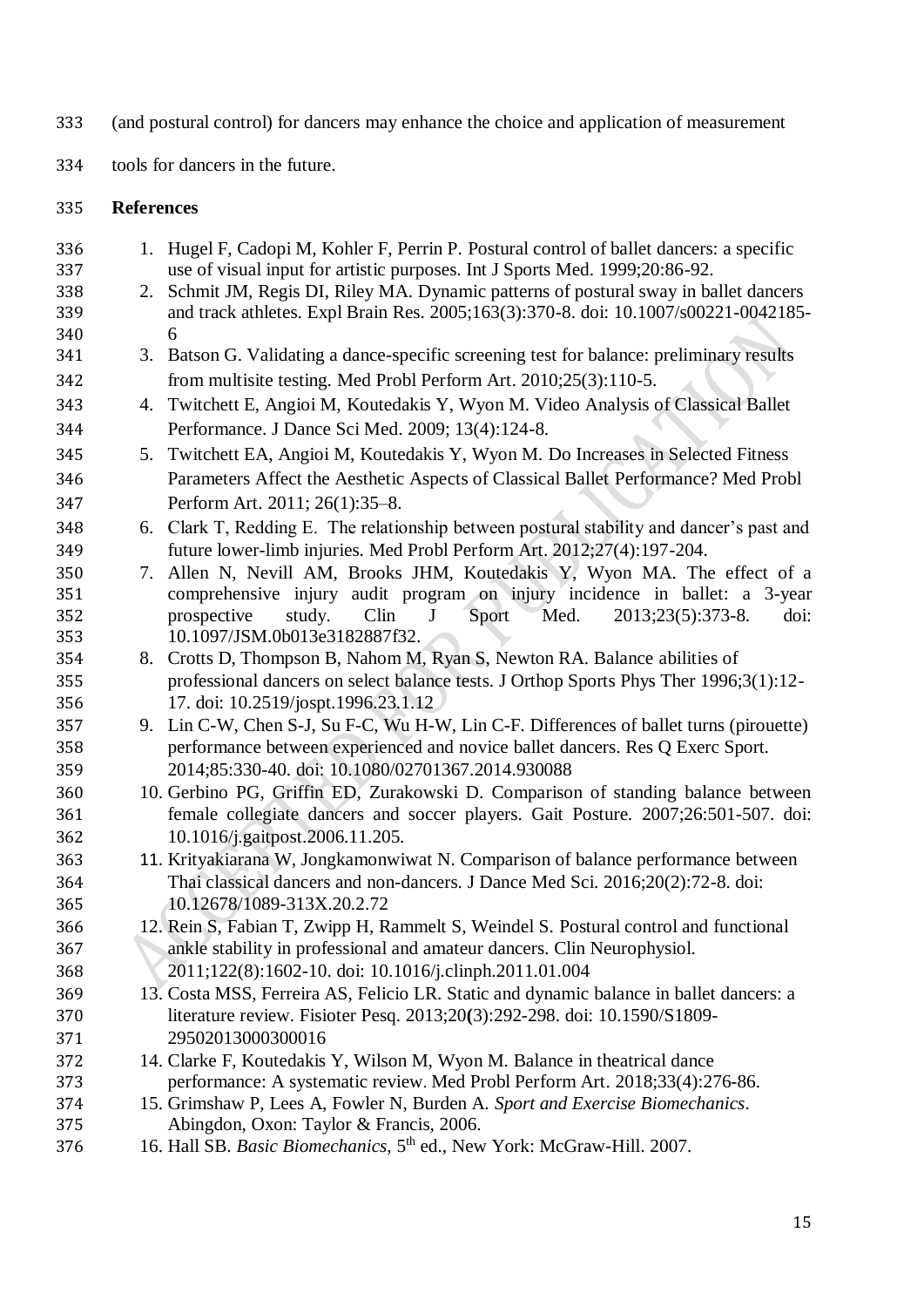(and postural control) for dancers may enhance the choice and application of measurement tools for dancers in the future.

**References**

1. Hugel F, Cadopi M, Kohler F, Perrin P. Postural control of ballet dancers: a specific use of visual input for artistic purposes. Int J Sports Med. 1999;20:86-92.
2. Schmit JM, Regis DI, Riley MA. Dynamic patterns of postural sway in ballet dancers and track athletes. Expl Brain Res. 2005;163(3):370-8. doi: 10.1007/s00221-0042185-6
3. Batson G. Validating a dance-specific screening test for balance: preliminary results from multisite testing. Med Probl Perform Art. 2010;25(3):110-5.
4. Twitchett E, Angioi M, Koutedakis Y, Wyon M. Video Analysis of Classical Ballet Performance. J Dance Sci Med. 2009; 13(4):124-8.
5. Twitchett EA, Angioi M, Koutedakis Y, Wyon M. Do Increases in Selected Fitness Parameters Affect the Aesthetic Aspects of Classical Ballet Performance? Med Probl Perform Art. 2011; 26(1):35–8.
6. Clark T, Redding E. The relationship between postural stability and dancer's past and future lower-limb injuries. Med Probl Perform Art. 2012;27(4):197-204.
7. Allen N, Nevill AM, Brooks JHM, Koutedakis Y, Wyon MA. The effect of a comprehensive injury audit program on injury incidence in ballet: a 3-year prospective study. Clin J Sport Med. 2013;23(5):373-8. doi: 10.1097/JSM.0b013e3182887f32.
8. Crotts D, Thompson B, Nahom M, Ryan S, Newton RA. Balance abilities of professional dancers on select balance tests. J Orthop Sports Phys Ther 1996;3(1):12-17. doi: 10.2519/jospt.1996.23.1.12
9. Lin C-W, Chen S-J, Su F-C, Wu H-W, Lin C-F. Differences of ballet turns (pirouette) performance between experienced and novice ballet dancers. Res Q Exerc Sport. 2014;85:330-40. doi: 10.1080/02701367.2014.930088
10. Gerbino PG, Griffin ED, Zurakowski D. Comparison of standing balance between female collegiate dancers and soccer players. Gait Posture. 2007;26:501-507. doi: 10.1016/j.gaitpost.2006.11.205.
11. Krityakiarana W, Jongkamonwiwat N. Comparison of balance performance between Thai classical dancers and non-dancers. J Dance Med Sci. 2016;20(2):72-8. doi: 10.12678/1089-313X.20.2.72
12. Rein S, Fabian T, Zwipp H, Rammelt S, Weindel S. Postural control and functional ankle stability in professional and amateur dancers. Clin Neurophysiol. 2011;122(8):1602-10. doi: 10.1016/j.clinph.2011.01.004
13. Costa MSS, Ferreira AS, Felicio LR. Static and dynamic balance in ballet dancers: a literature review. Fisioter Pesq. 2013;20(3):292-298. doi: 10.1590/S1809-29502013000300016
14. Clarke F, Koutedakis Y, Wilson M, Wyon M. Balance in theatrical dance performance: A systematic review. Med Probl Perform Art. 2018;33(4):276-86.
15. Grimshaw P, Lees A, Fowler N, Burden A. *Sport and Exercise Biomechanics*. Abingdon, Oxon: Taylor & Francis, 2006.
16. Hall SB. *Basic Biomechanics*, 5th ed., New York: McGraw-Hill. 2007.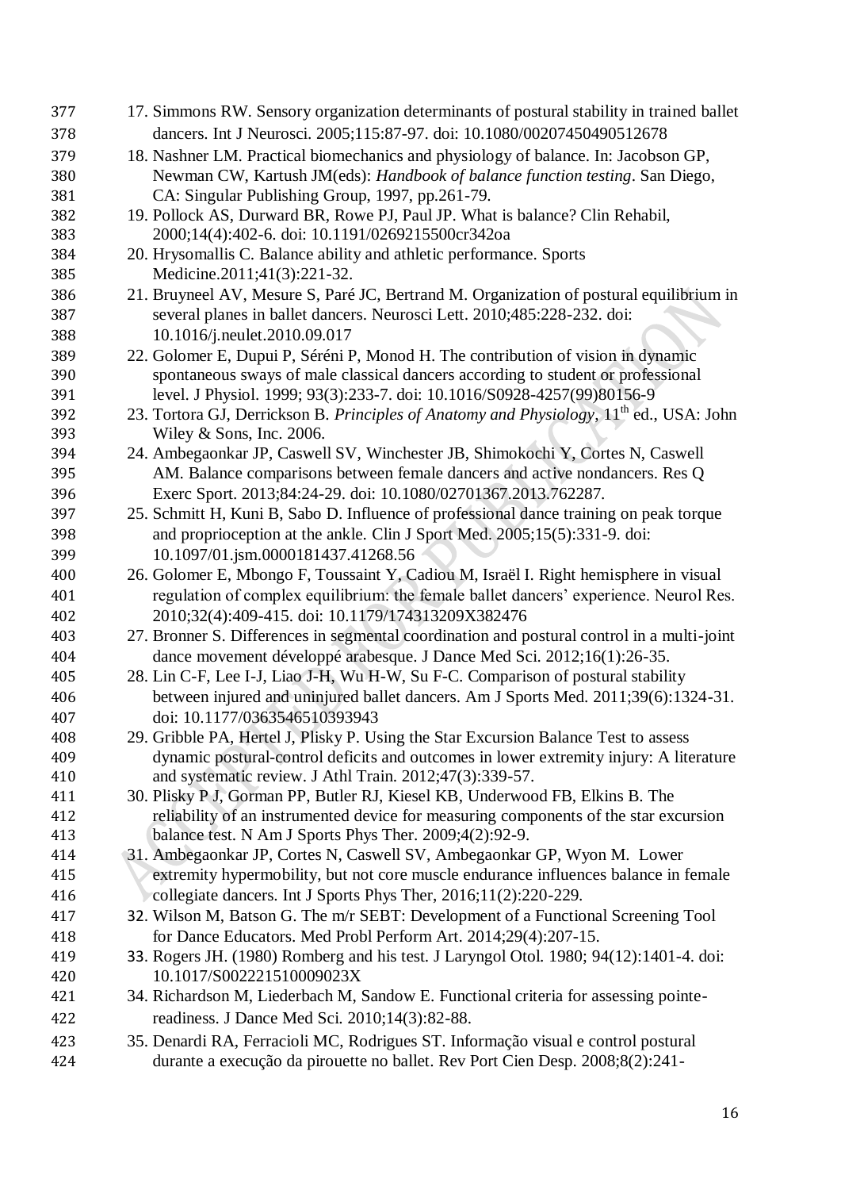17. Simmons RW. Sensory organization determinants of postural stability in trained ballet dancers. Int J Neurosci. 2005;115:87-97. doi: 10.1080/00207450490512678
18. Nashner LM. Practical biomechanics and physiology of balance. In: Jacobson GP, Newman CW, Kartush JM(eds): *Handbook of balance function testing*. San Diego, CA: Singular Publishing Group, 1997, pp.261-79.
19. Pollock AS, Durward BR, Rowe PJ, Paul JP. What is balance? Clin Rehabil, 2000;14(4):402-6. doi: 10.1191/0269215500cr342oa
20. Hrysomallis C. Balance ability and athletic performance. Sports Medicine.2011;41(3):221-32.
21. Bruyneel AV, Mesure S, Paré JC, Bertrand M. Organization of postural equilibrium in several planes in ballet dancers. Neurosci Lett. 2010;485:228-232. doi: 10.1016/j.neulet.2010.09.017
22. Golomer E, Dupui P, Séréni P, Monod H. The contribution of vision in dynamic spontaneous sways of male classical dancers according to student or professional level. J Physiol. 1999; 93(3):233-7. doi: 10.1016/S0928-4257(99)80156-9
23. Tortora GJ, Derrickson B. *Principles of Anatomy and Physiology*, 11th ed., USA: John Wiley & Sons, Inc. 2006.
24. Ambegaonkar JP, Caswell SV, Winchester JB, Shimokochi Y, Cortes N, Caswell AM. Balance comparisons between female dancers and active nondancers. Res Q Exerc Sport. 2013;84:24-29. doi: 10.1080/02701367.2013.762287.
25. Schmitt H, Kuni B, Sabo D. Influence of professional dance training on peak torque and proprioception at the ankle. Clin J Sport Med. 2005;15(5):331-9. doi: 10.1097/01.jsm.0000181437.41268.56
26. Golomer E, Mbongo F, Toussaint Y, Cadiou M, Israël I. Right hemisphere in visual regulation of complex equilibrium: the female ballet dancers' experience. Neurol Res. 2010;32(4):409-415. doi: 10.1179/174313209X382476
27. Bronner S. Differences in segmental coordination and postural control in a multi-joint dance movement développé arabesque. J Dance Med Sci. 2012;16(1):26-35.
28. Lin C-F, Lee I-J, Liao J-H, Wu H-W, Su F-C. Comparison of postural stability between injured and uninjured ballet dancers. Am J Sports Med. 2011;39(6):1324-31. doi: 10.1177/0363546510393943
29. Gribble PA, Hertel J, Plisky P. Using the Star Excursion Balance Test to assess dynamic postural-control deficits and outcomes in lower extremity injury: A literature and systematic review. J Athl Train. 2012;47(3):339-57.
30. Plisky P J, Gorman PP, Butler RJ, Kiesel KB, Underwood FB, Elkins B. The reliability of an instrumented device for measuring components of the star excursion balance test. N Am J Sports Phys Ther. 2009;4(2):92-9.
31. Ambegaonkar JP, Cortes N, Caswell SV, Ambegaonkar GP, Wyon M. Lower extremity hypermobility, but not core muscle endurance influences balance in female collegiate dancers. Int J Sports Phys Ther, 2016;11(2):220-229.
32. Wilson M, Batson G. The m/r SEBT: Development of a Functional Screening Tool for Dance Educators. Med Probl Perform Art. 2014;29(4):207-15.
33. Rogers JH. (1980) Romberg and his test. J Laryngol Otol. 1980; 94(12):1401-4. doi: 10.1017/S002221510009023X
34. Richardson M, Liederbach M, Sandow E. Functional criteria for assessing pointe-readiness. J Dance Med Sci. 2010;14(3):82-88.
35. Denardi RA, Ferracioli MC, Rodrigues ST. Informação visual e control postural durante a execução da pirouette no ballet. Rev Port Cien Desp. 2008;8(2):241-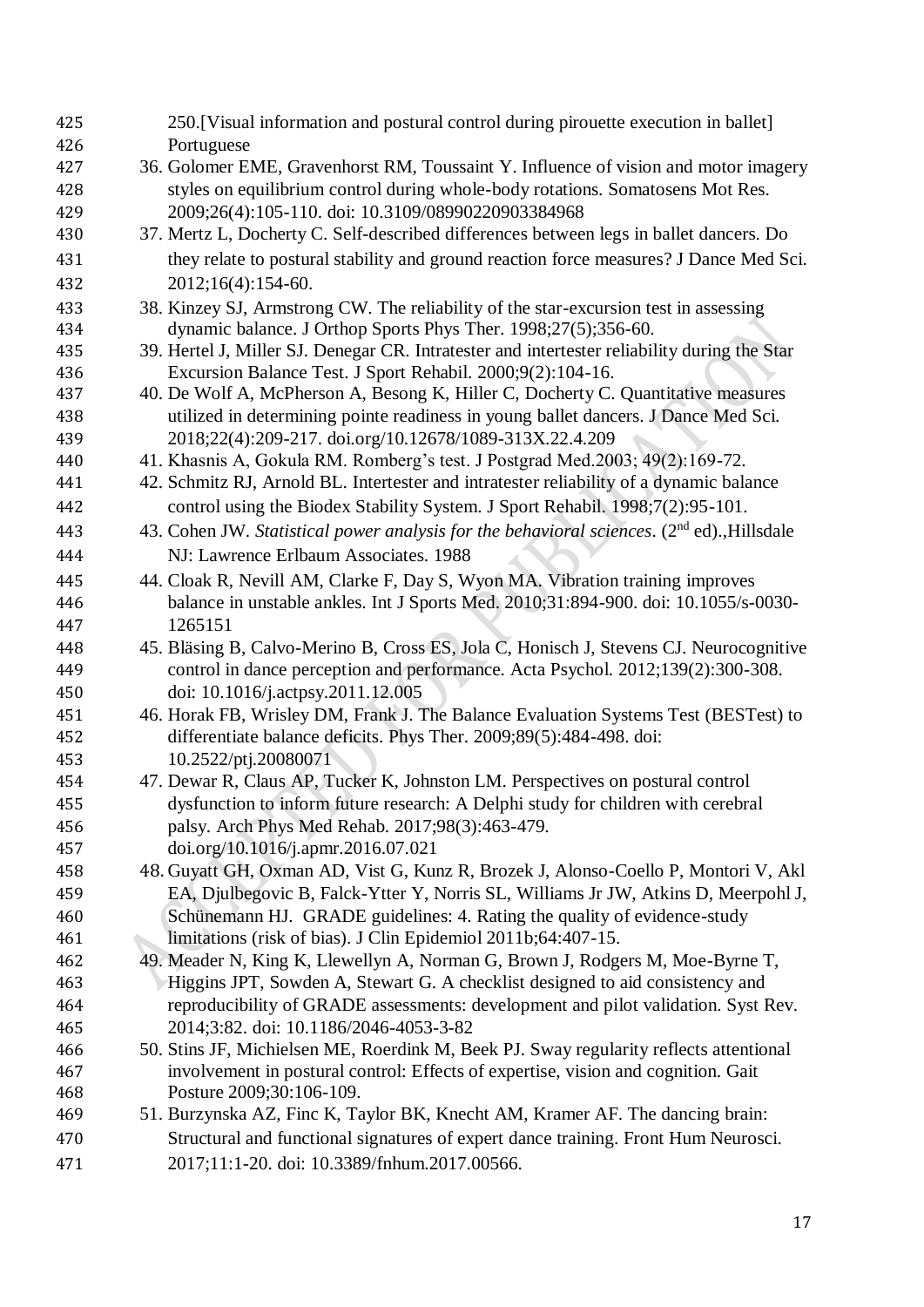250.[Visual information and postural control during pirouette execution in ballet] Portuguese

36. Golomer EME, Gravenhorst RM, Toussaint Y. Influence of vision and motor imagery styles on equilibrium control during whole-body rotations. Somatosens Mot Res. 2009;26(4):105-110. doi: 10.3109/08990220903384968
37. Mertz L, Docherty C. Self-described differences between legs in ballet dancers. Do they relate to postural stability and ground reaction force measures? J Dance Med Sci. 2012;16(4):154-60.
38. Kinzey SJ, Armstrong CW. The reliability of the star-excursion test in assessing dynamic balance. J Orthop Sports Phys Ther. 1998;27(5);356-60.
39. Hertel J, Miller SJ. Denegar CR. Intratester and intertester reliability during the Star Excursion Balance Test. J Sport Rehabil. 2000;9(2):104-16.
40. De Wolf A, McPherson A, Besong K, Hiller C, Docherty C. Quantitative measures utilized in determining pointe readiness in young ballet dancers. J Dance Med Sci. 2018;22(4):209-217. doi.org/10.12678/1089-313X.22.4.209
41. Khasnis A, Gokula RM. Romberg's test. J Postgrad Med.2003; 49(2):169-72.
42. Schmitz RJ, Arnold BL. Intertester and intratester reliability of a dynamic balance control using the Biodex Stability System. J Sport Rehabil. 1998;7(2):95-101.
43. Cohen JW. *Statistical power analysis for the behavioral sciences*. (2nd ed).,Hillsdale NJ: Lawrence Erlbaum Associates. 1988
44. Cloak R, Nevill AM, Clarke F, Day S, Wyon MA. Vibration training improves balance in unstable ankles. Int J Sports Med. 2010;31:894-900. doi: 10.1055/s-0030-1265151
45. Bläsing B, Calvo-Merino B, Cross ES, Jola C, Honisch J, Stevens CJ. Neurocognitive control in dance perception and performance. Acta Psychol. 2012;139(2):300-308. doi: 10.1016/j.actpsy.2011.12.005
46. Horak FB, Wrisley DM, Frank J. The Balance Evaluation Systems Test (BESTest) to differentiate balance deficits. Phys Ther. 2009;89(5):484-498. doi: 10.2522/ptj.20080071
47. Dewar R, Claus AP, Tucker K, Johnston LM. Perspectives on postural control dysfunction to inform future research: A Delphi study for children with cerebral palsy. Arch Phys Med Rehab. 2017;98(3):463-479. doi.org/10.1016/j.apmr.2016.07.021
48. Guyatt GH, Oxman AD, Vist G, Kunz R, Brozek J, Alonso-Coello P, Montori V, Akl EA, Djulbegovic B, Falck-Ytter Y, Norris SL, Williams Jr JW, Atkins D, Meerpohl J, Schünemann HJ. GRADE guidelines: 4. Rating the quality of evidence-study limitations (risk of bias). J Clin Epidemiol 2011b;64:407-15.
49. Meader N, King K, Llewellyn A, Norman G, Brown J, Rodgers M, Moe-Byrne T, Higgins JPT, Sowden A, Stewart G. A checklist designed to aid consistency and reproducibility of GRADE assessments: development and pilot validation. Syst Rev. 2014;3:82. doi: 10.1186/2046-4053-3-82
50. Stins JF, Michielsen ME, Roerdink M, Beek PJ. Sway regularity reflects attentional involvement in postural control: Effects of expertise, vision and cognition. Gait Posture 2009;30:106-109.
51. Burzynska AZ, Finc K, Taylor BK, Knecht AM, Kramer AF. The dancing brain: Structural and functional signatures of expert dance training. Front Hum Neurosci. 2017;11:1-20. doi: 10.3389/fnhum.2017.00566.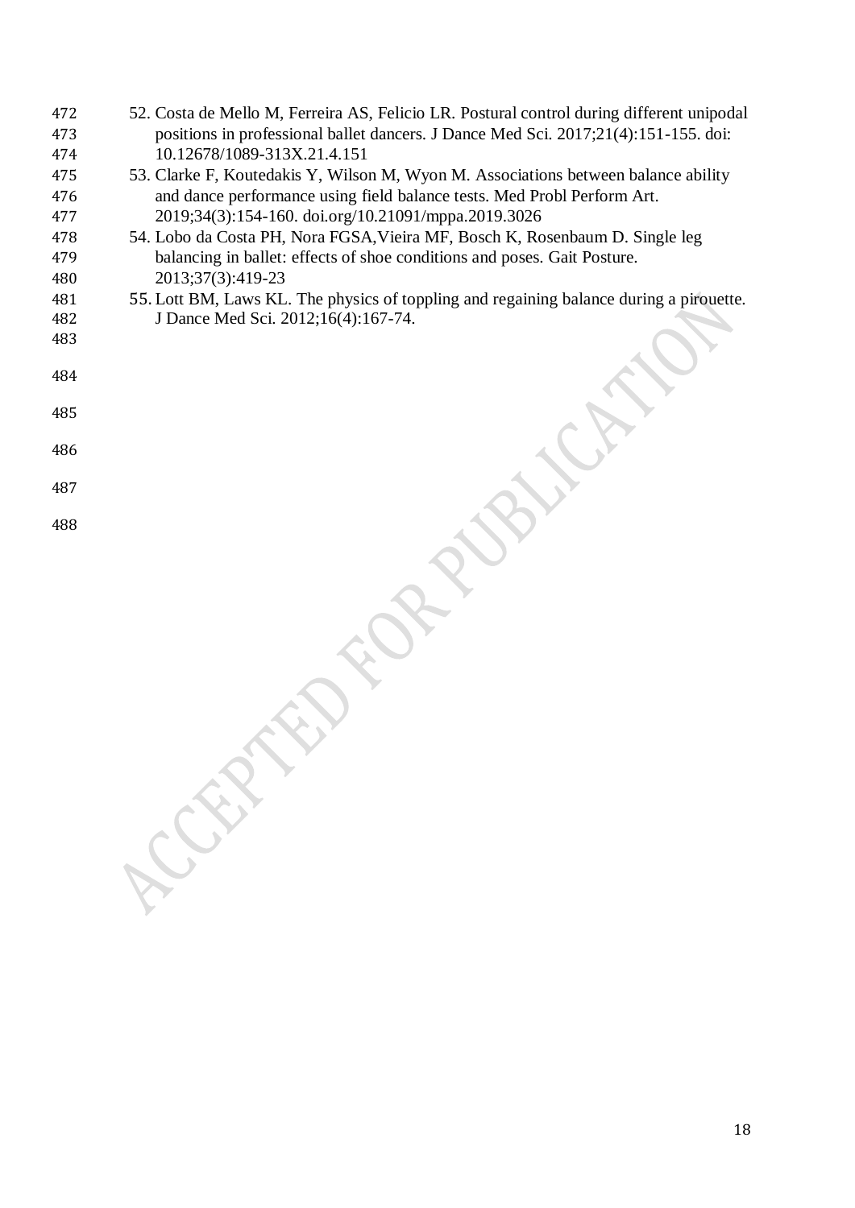52. Costa de Mello M, Ferreira AS, Felicio LR. Postural control during different unipodal positions in professional ballet dancers. J Dance Med Sci. 2017;21(4):151-155. doi: 10.12678/1089-313X.21.4.151
53. Clarke F, Koutedakis Y, Wilson M, Wyon M. Associations between balance ability and dance performance using field balance tests. Med Probl Perform Art. 2019;34(3):154-160. doi.org/10.21091/mppa.2019.3026
54. Lobo da Costa PH, Nora FGSA,Vieira MF, Bosch K, Rosenbaum D. Single leg balancing in ballet: effects of shoe conditions and poses. Gait Posture. 2013;37(3):419-23
55. Lott BM, Laws KL. The physics of toppling and regaining balance during a pirouette. J Dance Med Sci. 2012;16(4):167-74.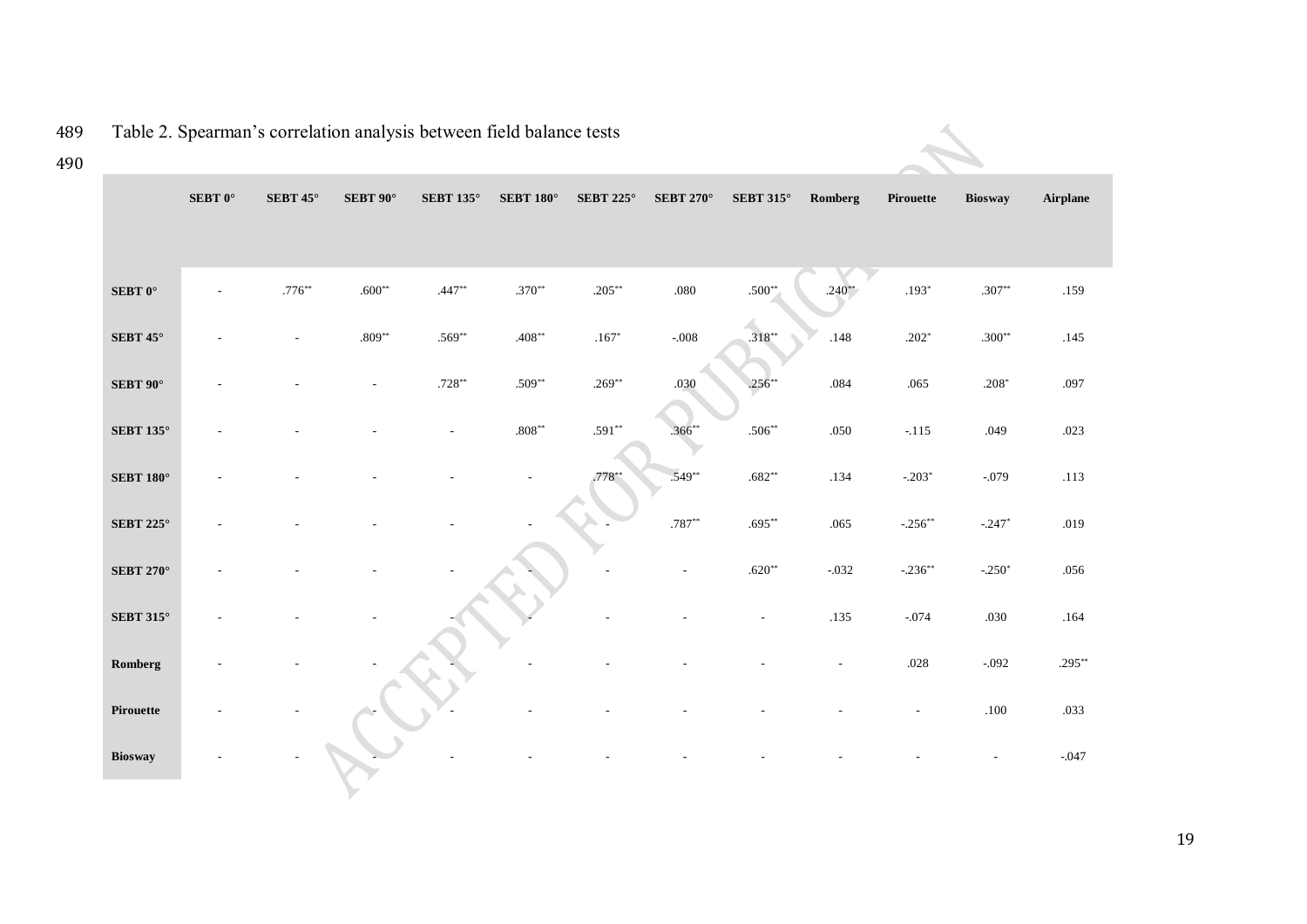Table 2. Spearman's correlation analysis between field balance tests

| | SEBT 0° | SEBT 45° | SEBT 90° | SEBT 135° | SEBT 180° | SEBT 225° | SEBT 270° | SEBT 315° | Romberg | Pirouette | Biosway | Airplane |
|---|---|---|---|---|---|---|---|---|---|---|---|---|
| **SEBT 0°** | - | .776** | .600** | .447** | .370** | .205** | .080 | .500** | .240** | .193* | .307** | .159 |
| **SEBT 45°** | - | - | .809** | .569** | .408** | .167* | -.008 | .318** | .148 | .202* | .300** | .145 |
| **SEBT 90°** | - | - | - | .728** | .509** | .269** | .030 | .256** | .084 | .065 | .208* | .097 |
| **SEBT 135°** | - | - | - | - | .808** | .591** | .366** | .506** | .050 | -.115 | .049 | .023 |
| **SEBT 180°** | - | - | - | - | - | .778** | .549** | .682** | .134 | -.203* | -.079 | .113 |
| **SEBT 225°** | - | - | - | - | - | - | .787** | .695** | .065 | -.256** | -.247* | .019 |
| **SEBT 270°** | - | - | - | - | - | - | - | .620** | -.032 | -.236** | -.250* | .056 |
| **SEBT 315°** | - | - | - | - | - | - | - | - | .135 | -.074 | .030 | .164 |
| **Romberg** | - | - | - | - | - | - | - | - | - | .028 | -.092 | .295** |
| **Pirouette** | - | - | - | - | - | - | - | - | - | - | .100 | .033 |
| **Biosway** | - | - | - | - | - | - | - | - | - | - | - | -.047 |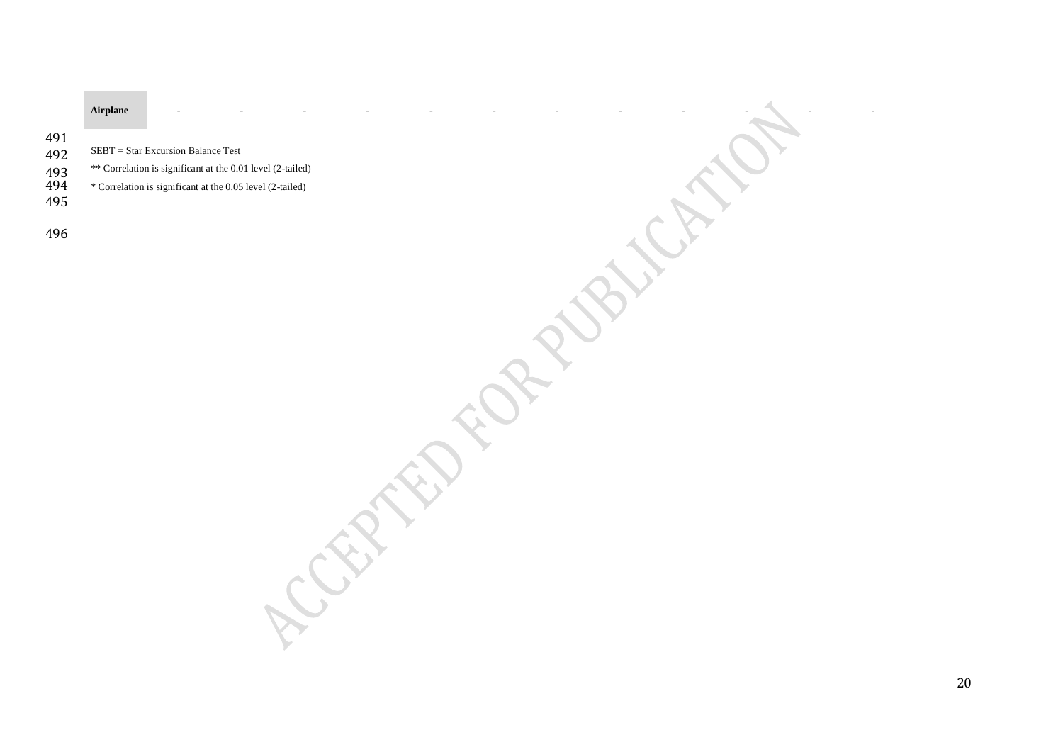| | | | | | | | | | | | | |
|---|---|---|---|---|---|---|---|---|---|---|---|---|
| **Airplane** | - | - | - | - | - | - | - | - | - | - | - | - |

SEBT = Star Excursion Balance Test

** Correlation is significant at the 0.01 level (2-tailed)

* Correlation is significant at the 0.05 level (2-tailed)